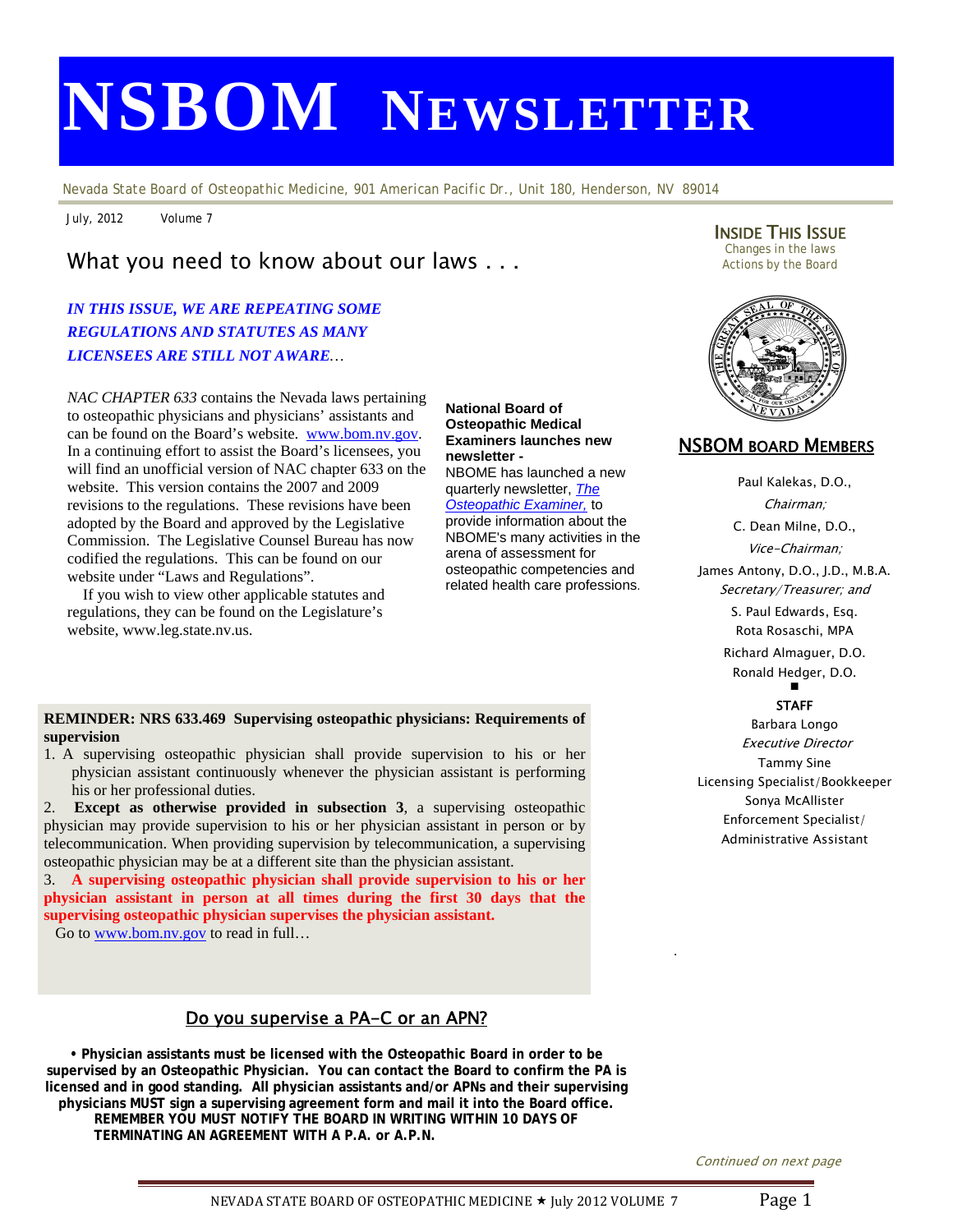# NSBOM NEWSLETTER

Nevada State Board of Osteopathic Medicine, 901 American Pacific Dr., Unit 180, Henderson, NV 89014

July, 2012 Volume 7

## What you need to know about our laws . . .

***IN THIS ISSUE, WE ARE REPEATING SOME REGULATIONS AND STATUTES AS MANY LICENSEES ARE STILL NOT AWARE…***

*NAC CHAPTER 633* contains the Nevada laws pertaining to osteopathic physicians and physicians' assistants and can be found on the Board's website. www.bom.nv.gov. In a continuing effort to assist the Board's licensees, you will find an unofficial version of NAC chapter 633 on the website. This version contains the 2007 and 2009 revisions to the regulations. These revisions have been adopted by the Board and approved by the Legislative Commission. The Legislative Counsel Bureau has now codified the regulations. This can be found on our website under "Laws and Regulations".

If you wish to view other applicable statutes and regulations, they can be found on the Legislature's website, www.leg.state.nv.us.

**National Board of Osteopathic Medical Examiners launches new newsletter -**
NBOME has launched a new quarterly newsletter, *The Osteopathic Examiner,* to provide information about the NBOME's many activities in the arena of assessment for osteopathic competencies and related health care professions.

**REMINDER: NRS 633.469 Supervising osteopathic physicians: Requirements of supervision**

1. A supervising osteopathic physician shall provide supervision to his or her physician assistant continuously whenever the physician assistant is performing his or her professional duties.
2. **Except as otherwise provided in subsection 3**, a supervising osteopathic physician may provide supervision to his or her physician assistant in person or by telecommunication. When providing supervision by telecommunication, a supervising osteopathic physician may be at a different site than the physician assistant.
3. **A supervising osteopathic physician shall provide supervision to his or her physician assistant in person at all times during the first 30 days that the supervising osteopathic physician supervises the physician assistant.**

Go to www.bom.nv.gov to read in full…

### Do you supervise a PA-C or an APN?

**• Physician assistants must be licensed with the Osteopathic Board in order to be supervised by an Osteopathic Physician. You can contact the Board to confirm the PA is licensed and in good standing. All physician assistants and/or APNs and their supervising physicians MUST sign a supervising agreement form and mail it into the Board office. REMEMBER YOU MUST NOTIFY THE BOARD IN WRITING WITHIN 10 DAYS OF TERMINATING AN AGREEMENT WITH A P.A. or A.P.N.**

*Continued on next page*

### INSIDE THIS ISSUE

Changes in the laws
Actions by the Board

### NSBOM BOARD MEMBERS

Paul Kalekas, D.O., *Chairman;*
C. Dean Milne, D.O., *Vice-Chairman;*
James Antony, D.O., J.D., M.B.A. *Secretary/Treasurer; and*
S. Paul Edwards, Esq.
Rota Rosaschi, MPA
Richard Almaguer, D.O.
Ronald Hedger, D.O.

**STAFF**

Barbara Longo
*Executive Director*
Tammy Sine
Licensing Specialist/Bookkeeper
Sonya McAllister
Enforcement Specialist/ Administrative Assistant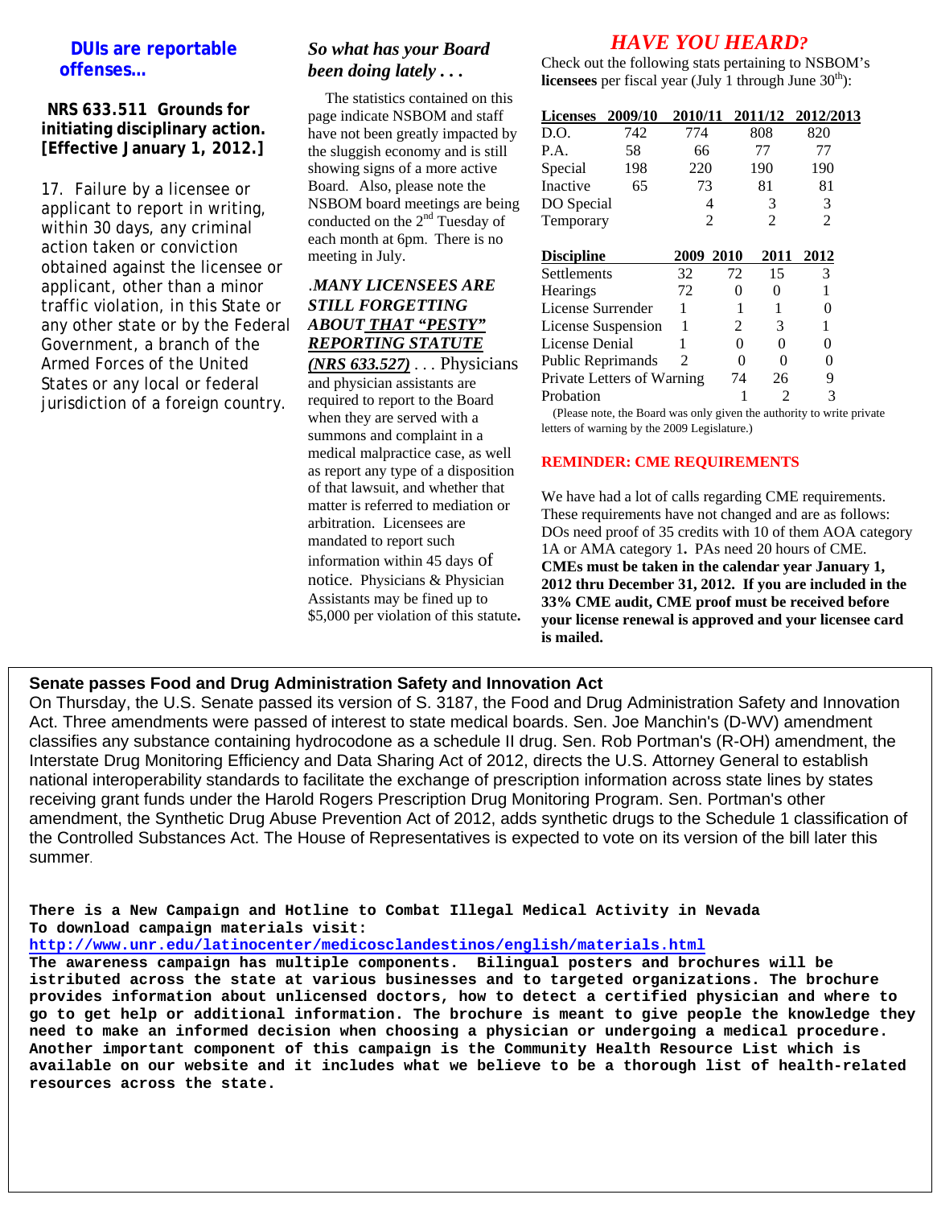## DUIs are reportable offenses…

**NRS 633.511 Grounds for initiating disciplinary action. [Effective January 1, 2012.]**

17. Failure by a licensee or applicant to report in writing, within 30 days, any criminal action taken or conviction obtained against the licensee or applicant, other than a minor traffic violation, in this State or any other state or by the Federal Government, a branch of the Armed Forces of the United States or any local or federal jurisdiction of a foreign country.

## *So what has your Board been doing lately . . .*

The statistics contained on this page indicate NSBOM and staff have not been greatly impacted by the sluggish economy and is still showing signs of a more active Board. Also, please note the NSBOM board meetings are being conducted on the 2nd Tuesday of each month at 6pm. There is no meeting in July.

***.MANY LICENSEES ARE STILL FORGETTING ABOUT THAT "PESTY" REPORTING STATUTE (NRS 633.527)*** . . . Physicians and physician assistants are required to report to the Board when they are served with a summons and complaint in a medical malpractice case, as well as report any type of a disposition of that lawsuit, and whether that matter is referred to mediation or arbitration. Licensees are mandated to report such information within 45 days of notice. Physicians & Physician Assistants may be fined up to $5,000 per violation of this statute**.**

## *HAVE YOU HEARD?*

Check out the following stats pertaining to NSBOM's **licensees** per fiscal year (July 1 through June 30th):

| Licenses | 2009/10 | 2010/11 | 2011/12 | 2012/2013 |
|---|---|---|---|---|
| D.O. | 742 | 774 | 808 | 820 |
| P.A. | 58 | 66 | 77 | 77 |
| Special | 198 | 220 | 190 | 190 |
| Inactive | 65 | 73 | 81 | 81 |
| DO Special | | 4 | 3 | 3 |
| Temporary | | 2 | 2 | 2 |

| Discipline | 2009 | 2010 | 2011 | 2012 |
|---|---|---|---|---|
| Settlements | 32 | 72 | 15 | 3 |
| Hearings | 72 | 0 | 0 | 1 |
| License Surrender | 1 | 1 | 1 | 0 |
| License Suspension | 1 | 2 | 3 | 1 |
| License Denial | 1 | 0 | 0 | 0 |
| Public Reprimands | 2 | 0 | 0 | 0 |
| Private Letters of Warning | | 74 | 26 | 9 |
| Probation | | 1 | 2 | 3 |

(Please note, the Board was only given the authority to write private letters of warning by the 2009 Legislature.)

**REMINDER: CME REQUIREMENTS**

We have had a lot of calls regarding CME requirements. These requirements have not changed and are as follows: DOs need proof of 35 credits with 10 of them AOA category 1A or AMA category 1**.** PAs need 20 hours of CME. **CMEs must be taken in the calendar year January 1, 2012 thru December 31, 2012. If you are included in the 33% CME audit, CME proof must be received before your license renewal is approved and your licensee card is mailed.**

**Senate passes Food and Drug Administration Safety and Innovation Act**

On Thursday, the U.S. Senate passed its version of S. 3187, the Food and Drug Administration Safety and Innovation Act. Three amendments were passed of interest to state medical boards. Sen. Joe Manchin's (D-WV) amendment classifies any substance containing hydrocodone as a schedule II drug. Sen. Rob Portman's (R-OH) amendment, the Interstate Drug Monitoring Efficiency and Data Sharing Act of 2012, directs the U.S. Attorney General to establish national interoperability standards to facilitate the exchange of prescription information across state lines by states receiving grant funds under the Harold Rogers Prescription Drug Monitoring Program. Sen. Portman's other amendment, the Synthetic Drug Abuse Prevention Act of 2012, adds synthetic drugs to the Schedule 1 classification of the Controlled Substances Act. The House of Representatives is expected to vote on its version of the bill later this summer.

**There is a New Campaign and Hotline to Combat Illegal Medical Activity in Nevada**
**To download campaign materials visit:**
**http://www.unr.edu/latinocenter/medicosclandestinos/english/materials.html**
**The awareness campaign has multiple components. Bilingual posters and brochures will be istributed across the state at various businesses and to targeted organizations. The brochure provides information about unlicensed doctors, how to detect a certified physician and where to go to get help or additional information. The brochure is meant to give people the knowledge they need to make an informed decision when choosing a physician or undergoing a medical procedure. Another important component of this campaign is the Community Health Resource List which is available on our website and it includes what we believe to be a thorough list of health-related resources across the state.**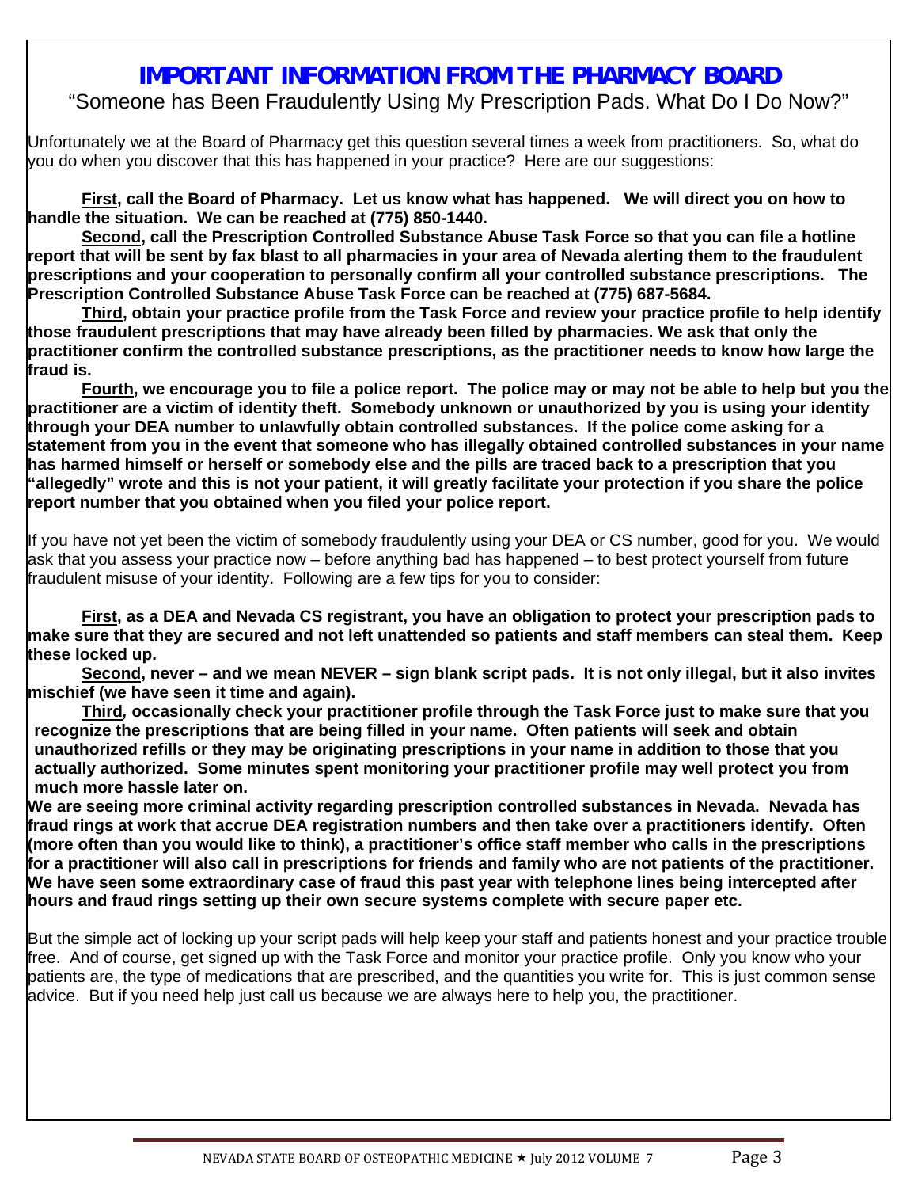# IMPORTANT INFORMATION FROM THE PHARMACY BOARD

"Someone has Been Fraudulently Using My Prescription Pads. What Do I Do Now?"

Unfortunately we at the Board of Pharmacy get this question several times a week from practitioners. So, what do you do when you discover that this has happened in your practice? Here are our suggestions:

**First, call the Board of Pharmacy. Let us know what has happened. We will direct you on how to handle the situation. We can be reached at (775) 850-1440.**

**Second, call the Prescription Controlled Substance Abuse Task Force so that you can file a hotline report that will be sent by fax blast to all pharmacies in your area of Nevada alerting them to the fraudulent prescriptions and your cooperation to personally confirm all your controlled substance prescriptions. The Prescription Controlled Substance Abuse Task Force can be reached at (775) 687-5684.**

**Third, obtain your practice profile from the Task Force and review your practice profile to help identify those fraudulent prescriptions that may have already been filled by pharmacies. We ask that only the practitioner confirm the controlled substance prescriptions, as the practitioner needs to know how large the fraud is.**

**Fourth, we encourage you to file a police report. The police may or may not be able to help but you the practitioner are a victim of identity theft. Somebody unknown or unauthorized by you is using your identity through your DEA number to unlawfully obtain controlled substances. If the police come asking for a statement from you in the event that someone who has illegally obtained controlled substances in your name has harmed himself or herself or somebody else and the pills are traced back to a prescription that you "allegedly" wrote and this is not your patient, it will greatly facilitate your protection if you share the police report number that you obtained when you filed your police report.**

If you have not yet been the victim of somebody fraudulently using your DEA or CS number, good for you. We would ask that you assess your practice now – before anything bad has happened – to best protect yourself from future fraudulent misuse of your identity. Following are a few tips for you to consider:

**First, as a DEA and Nevada CS registrant, you have an obligation to protect your prescription pads to make sure that they are secured and not left unattended so patients and staff members can steal them. Keep these locked up.**

**Second, never – and we mean NEVER – sign blank script pads. It is not only illegal, but it also invites mischief (we have seen it time and again).**

**Third, occasionally check your practitioner profile through the Task Force just to make sure that you recognize the prescriptions that are being filled in your name. Often patients will seek and obtain unauthorized refills or they may be originating prescriptions in your name in addition to those that you actually authorized. Some minutes spent monitoring your practitioner profile may well protect you from much more hassle later on.**

**We are seeing more criminal activity regarding prescription controlled substances in Nevada. Nevada has fraud rings at work that accrue DEA registration numbers and then take over a practitioners identify. Often (more often than you would like to think), a practitioner's office staff member who calls in the prescriptions for a practitioner will also call in prescriptions for friends and family who are not patients of the practitioner. We have seen some extraordinary case of fraud this past year with telephone lines being intercepted after hours and fraud rings setting up their own secure systems complete with secure paper etc.**

But the simple act of locking up your script pads will help keep your staff and patients honest and your practice trouble free. And of course, get signed up with the Task Force and monitor your practice profile. Only you know who your patients are, the type of medications that are prescribed, and the quantities you write for. This is just common sense advice. But if you need help just call us because we are always here to help you, the practitioner.